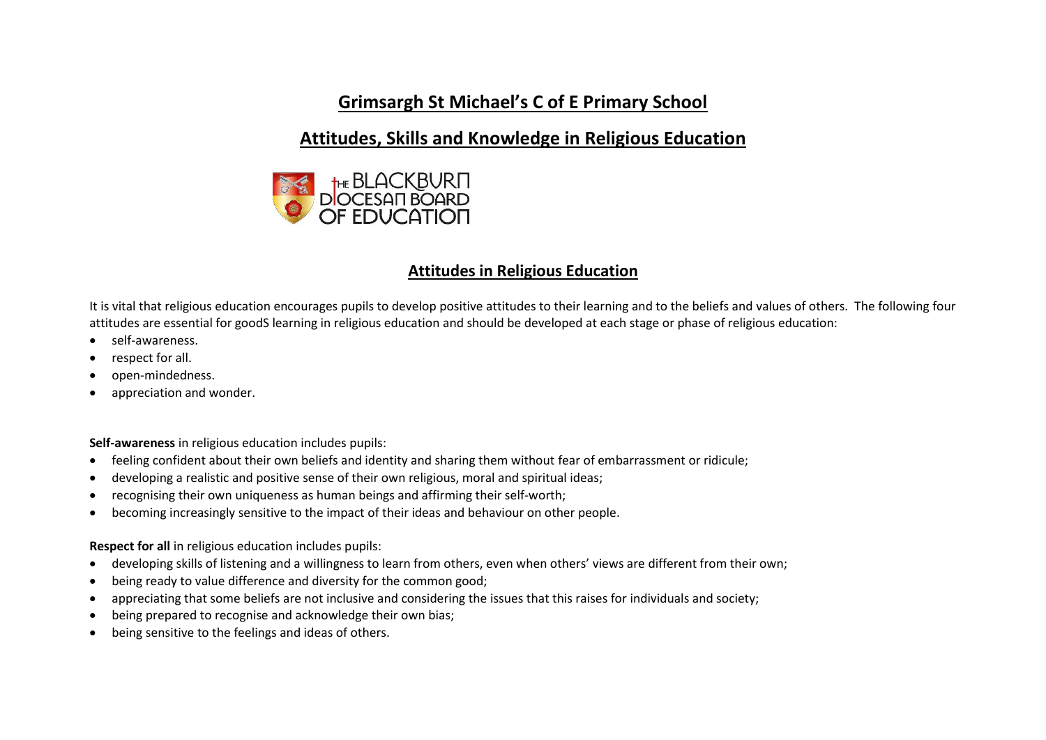# Grimsargh St Michael's C of E Primary School

## Attitudes, Skills and Knowledge in Religious Education

### Attitudes in Religious Education

It is vital that religious education encourages pupils to develop positive attitudes to their learning and to the beliefs and values of others. The following four attitudes are essential for goodS learning in religious education and should be developed at each stage or phase of religious education:

- self-awareness.
- respect for all.
- open-mindedness.
- appreciation and wonder.

**Self-awareness** in religious education includes pupils:

- feeling confident about their own beliefs and identity and sharing them without fear of embarrassment or ridicule;
- developing a realistic and positive sense of their own religious, moral and spiritual ideas;
- recognising their own uniqueness as human beings and affirming their self-worth;
- becoming increasingly sensitive to the impact of their ideas and behaviour on other people.

**Respect for all** in religious education includes pupils:

- developing skills of listening and a willingness to learn from others, even when others' views are different from their own;
- being ready to value difference and diversity for the common good;
- appreciating that some beliefs are not inclusive and considering the issues that this raises for individuals and society;
- being prepared to recognise and acknowledge their own bias;
- being sensitive to the feelings and ideas of others.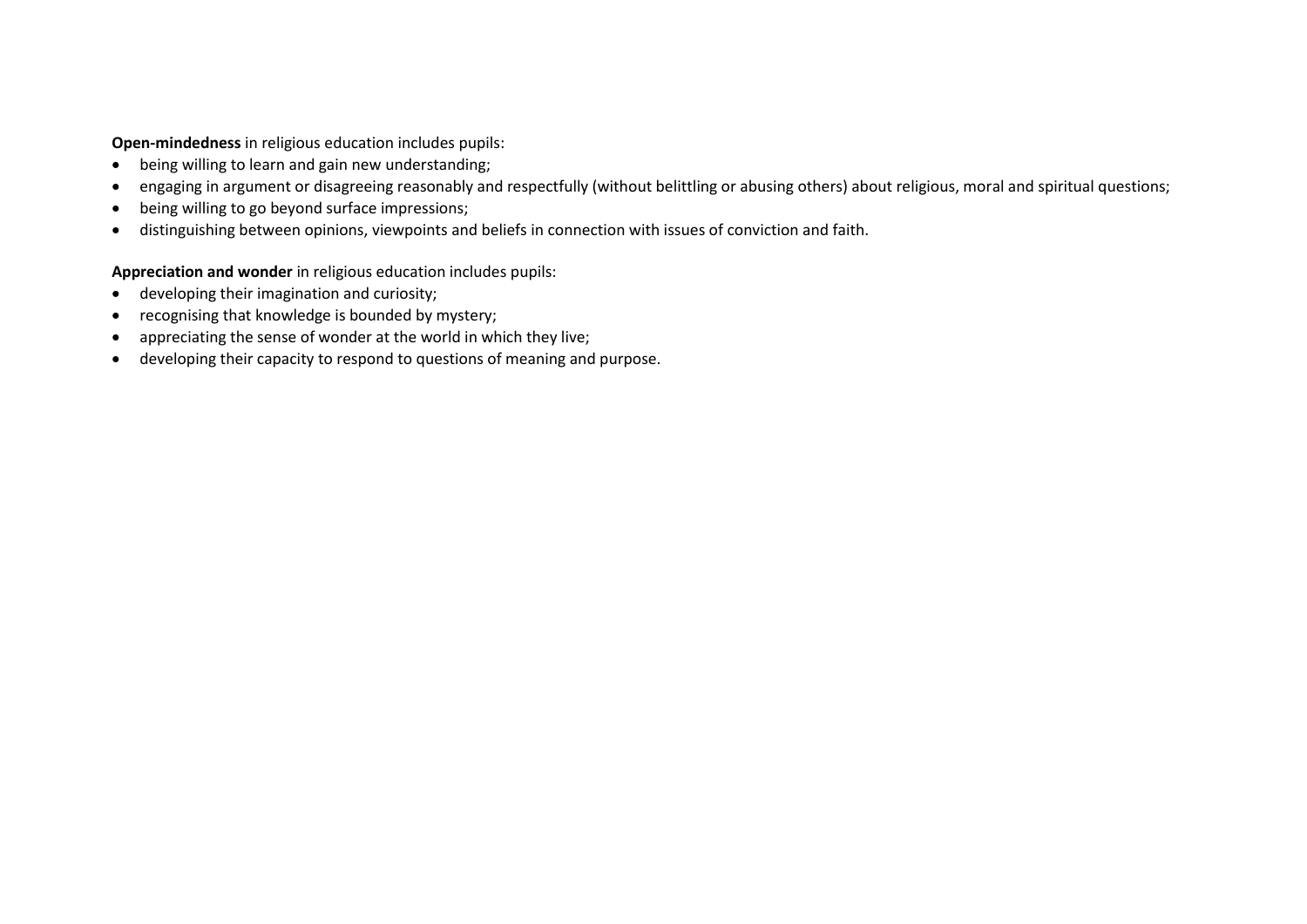**Open-mindedness** in religious education includes pupils:

- being willing to learn and gain new understanding;
- engaging in argument or disagreeing reasonably and respectfully (without belittling or abusing others) about religious, moral and spiritual questions;
- being willing to go beyond surface impressions;
- distinguishing between opinions, viewpoints and beliefs in connection with issues of conviction and faith.

**Appreciation and wonder** in religious education includes pupils:

- developing their imagination and curiosity;
- recognising that knowledge is bounded by mystery;
- appreciating the sense of wonder at the world in which they live;
- developing their capacity to respond to questions of meaning and purpose.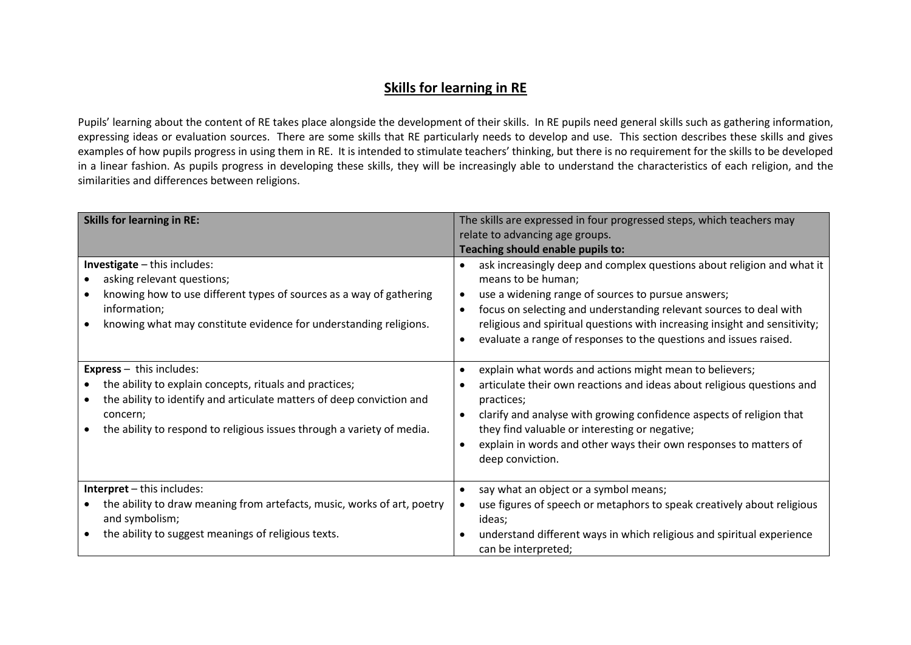# Skills for learning in RE

Pupils' learning about the content of RE takes place alongside the development of their skills. In RE pupils need general skills such as gathering information, expressing ideas or evaluation sources. There are some skills that RE particularly needs to develop and use. This section describes these skills and gives examples of how pupils progress in using them in RE. It is intended to stimulate teachers' thinking, but there is no requirement for the skills to be developed in a linear fashion. As pupils progress in developing these skills, they will be increasingly able to understand the characteristics of each religion, and the similarities and differences between religions.

| **Skills for learning in RE:** | The skills are expressed in four progressed steps, which teachers may relate to advancing age groups.<br>**Teaching should enable pupils to:** |
|---|---|
| **Investigate** – this includes:<br>• asking relevant questions;<br>• knowing how to use different types of sources as a way of gathering information;<br>• knowing what may constitute evidence for understanding religions. | • ask increasingly deep and complex questions about religion and what it means to be human;<br>• use a widening range of sources to pursue answers;<br>• focus on selecting and understanding relevant sources to deal with religious and spiritual questions with increasing insight and sensitivity;<br>• evaluate a range of responses to the questions and issues raised. |
| **Express** – this includes:<br>• the ability to explain concepts, rituals and practices;<br>• the ability to identify and articulate matters of deep conviction and concern;<br>• the ability to respond to religious issues through a variety of media. | • explain what words and actions might mean to believers;<br>• articulate their own reactions and ideas about religious questions and practices;<br>• clarify and analyse with growing confidence aspects of religion that they find valuable or interesting or negative;<br>• explain in words and other ways their own responses to matters of deep conviction. |
| **Interpret** – this includes:<br>• the ability to draw meaning from artefacts, music, works of art, poetry and symbolism;<br>• the ability to suggest meanings of religious texts. | • say what an object or a symbol means;<br>• use figures of speech or metaphors to speak creatively about religious ideas;<br>• understand different ways in which religious and spiritual experience can be interpreted; |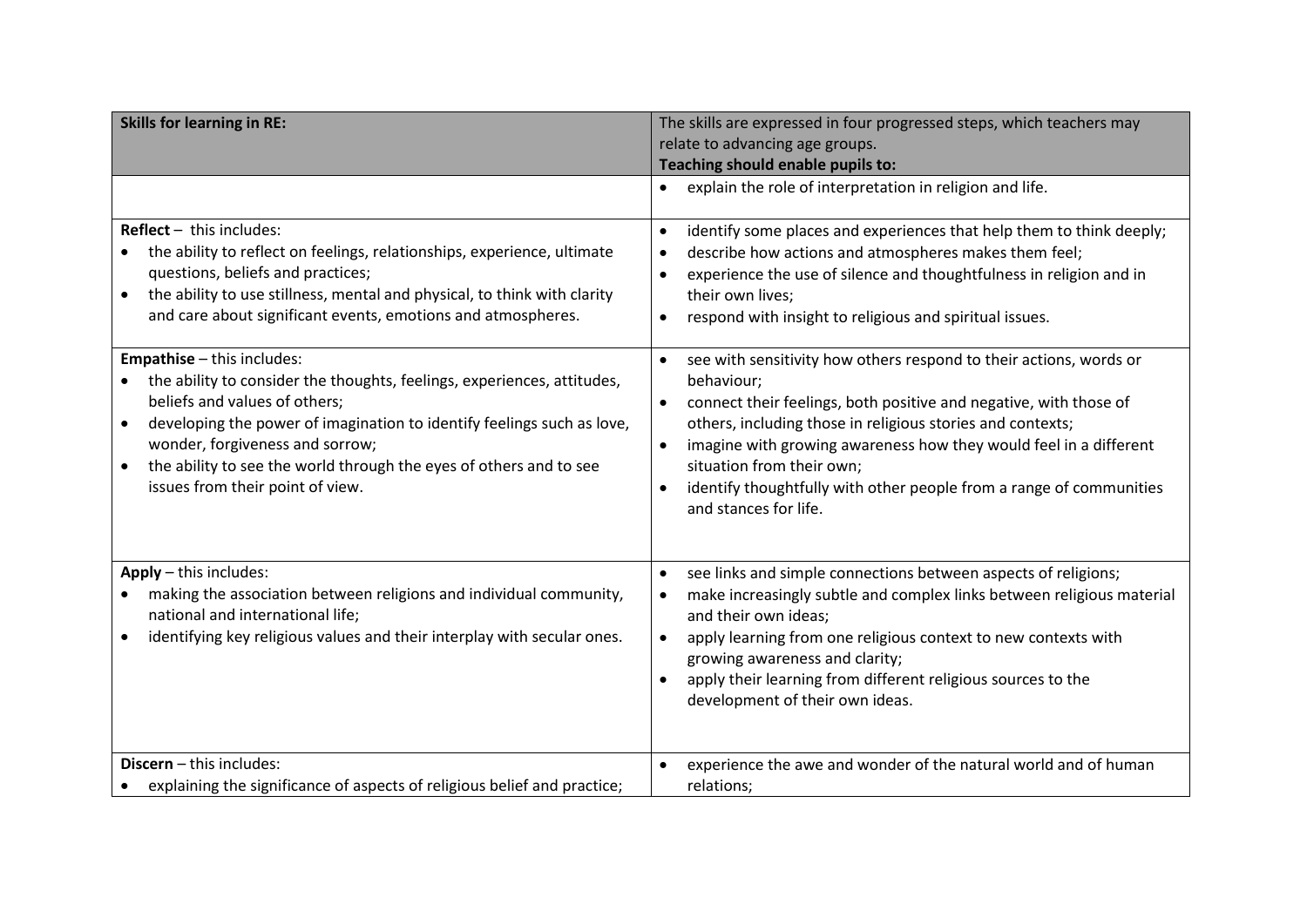| **Skills for learning in RE:** | The skills are expressed in four progressed steps, which teachers may relate to advancing age groups.<br>**Teaching should enable pupils to:** |
| --- | --- |
| | • explain the role of interpretation in religion and life. |
| **Reflect** – this includes:<br>• the ability to reflect on feelings, relationships, experience, ultimate questions, beliefs and practices;<br>• the ability to use stillness, mental and physical, to think with clarity and care about significant events, emotions and atmospheres. | • identify some places and experiences that help them to think deeply;<br>• describe how actions and atmospheres makes them feel;<br>• experience the use of silence and thoughtfulness in religion and in their own lives;<br>• respond with insight to religious and spiritual issues. |
| **Empathise** – this includes:<br>• the ability to consider the thoughts, feelings, experiences, attitudes, beliefs and values of others;<br>• developing the power of imagination to identify feelings such as love, wonder, forgiveness and sorrow;<br>• the ability to see the world through the eyes of others and to see issues from their point of view. | • see with sensitivity how others respond to their actions, words or behaviour;<br>• connect their feelings, both positive and negative, with those of others, including those in religious stories and contexts;<br>• imagine with growing awareness how they would feel in a different situation from their own;<br>• identify thoughtfully with other people from a range of communities and stances for life. |
| **Apply** – this includes:<br>• making the association between religions and individual community, national and international life;<br>• identifying key religious values and their interplay with secular ones. | • see links and simple connections between aspects of religions;<br>• make increasingly subtle and complex links between religious material and their own ideas;<br>• apply learning from one religious context to new contexts with growing awareness and clarity;<br>• apply their learning from different religious sources to the development of their own ideas. |
| **Discern** – this includes:<br>• explaining the significance of aspects of religious belief and practice; | • experience the awe and wonder of the natural world and of human relations; |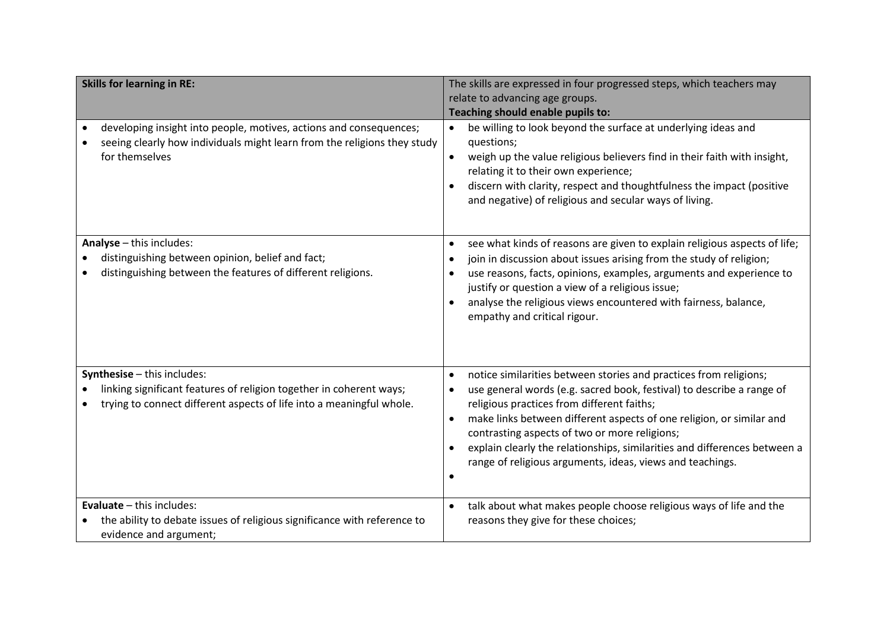| **Skills for learning in RE:** | The skills are expressed in four progressed steps, which teachers may relate to advancing age groups.<br>**Teaching should enable pupils to:** |
|---|---|
| • developing insight into people, motives, actions and consequences;<br>• seeing clearly how individuals might learn from the religions they study for themselves | • be willing to look beyond the surface at underlying ideas and questions;<br>• weigh up the value religious believers find in their faith with insight, relating it to their own experience;<br>• discern with clarity, respect and thoughtfulness the impact (positive and negative) of religious and secular ways of living. |
| **Analyse** – this includes:<br>• distinguishing between opinion, belief and fact;<br>• distinguishing between the features of different religions. | • see what kinds of reasons are given to explain religious aspects of life;<br>• join in discussion about issues arising from the study of religion;<br>• use reasons, facts, opinions, examples, arguments and experience to justify or question a view of a religious issue;<br>• analyse the religious views encountered with fairness, balance, empathy and critical rigour. |
| **Synthesise** – this includes:<br>• linking significant features of religion together in coherent ways;<br>• trying to connect different aspects of life into a meaningful whole. | • notice similarities between stories and practices from religions;<br>• use general words (e.g. sacred book, festival) to describe a range of religious practices from different faiths;<br>• make links between different aspects of one religion, or similar and contrasting aspects of two or more religions;<br>• explain clearly the relationships, similarities and differences between a range of religious arguments, ideas, views and teachings.<br>• |
| **Evaluate** – this includes:<br>• the ability to debate issues of religious significance with reference to evidence and argument; | • talk about what makes people choose religious ways of life and the reasons they give for these choices; |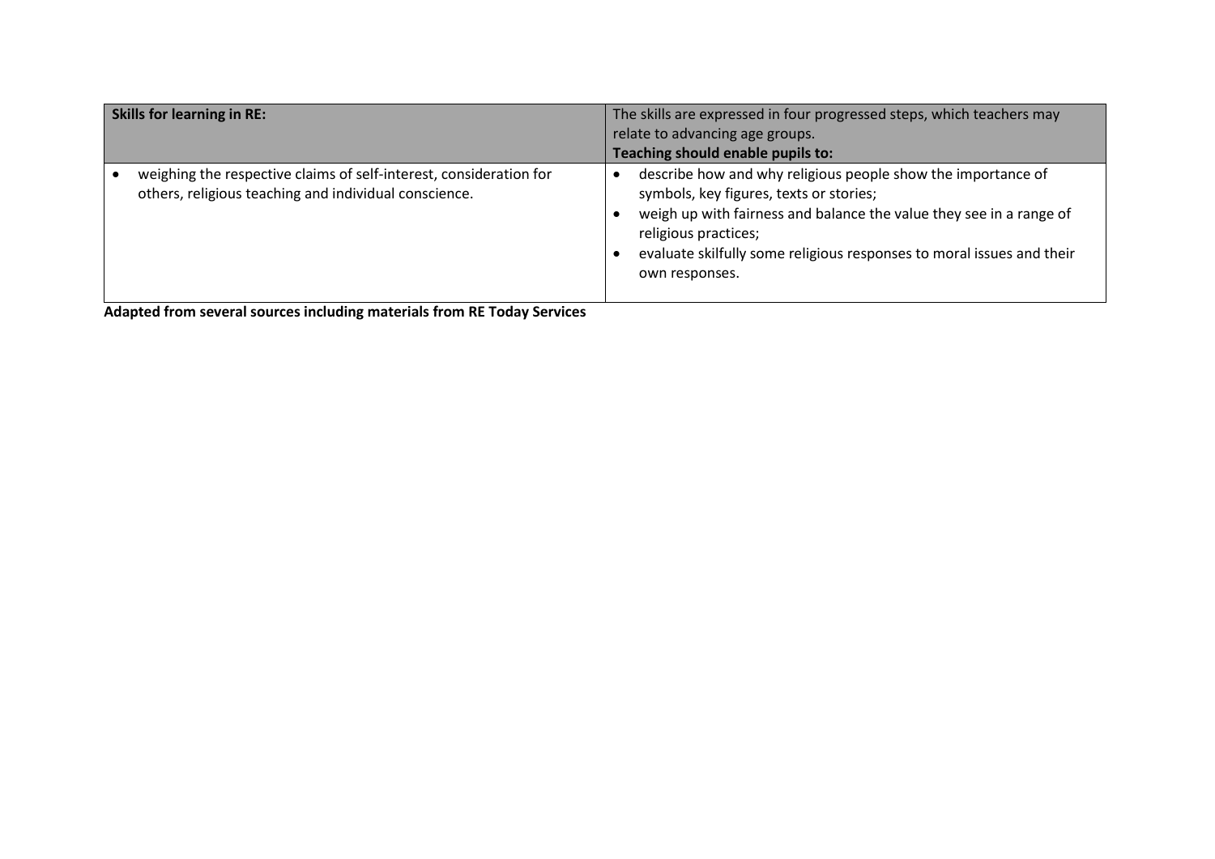| **Skills for learning in RE:** | The skills are expressed in four progressed steps, which teachers may relate to advancing age groups.<br>**Teaching should enable pupils to:** |
| --- | --- |
| • weighing the respective claims of self-interest, consideration for others, religious teaching and individual conscience. | • describe how and why religious people show the importance of symbols, key figures, texts or stories;<br>• weigh up with fairness and balance the value they see in a range of religious practices;<br>• evaluate skilfully some religious responses to moral issues and their own responses. |

**Adapted from several sources including materials from RE Today Services**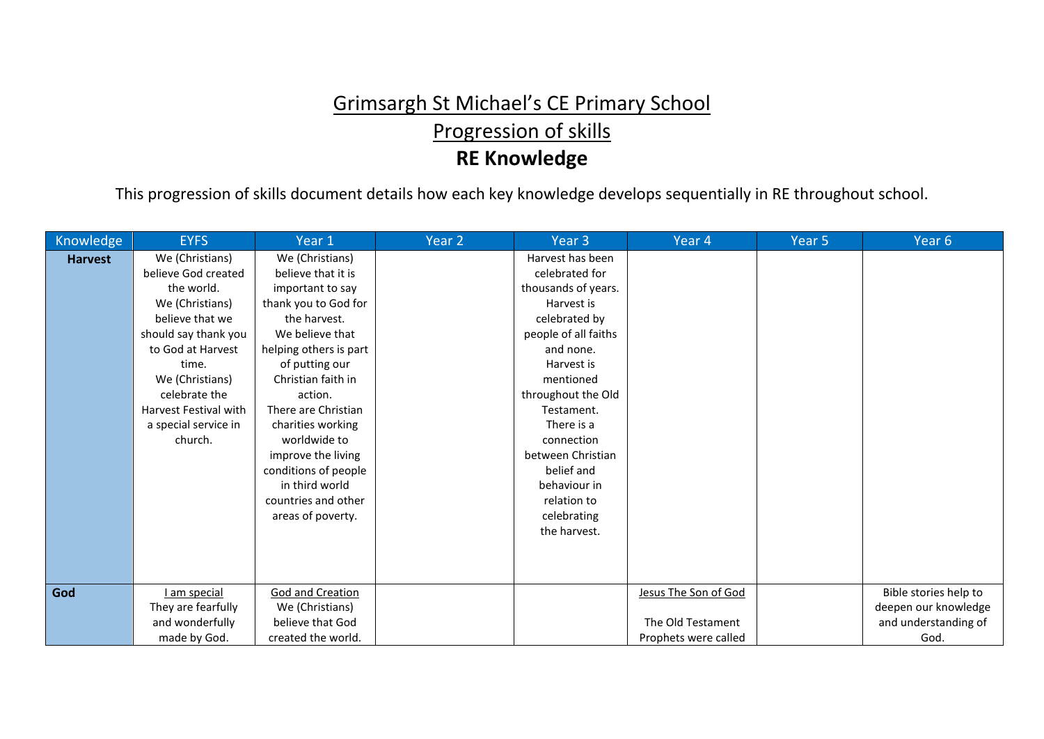# Grimsargh St Michael's CE Primary School

## Progression of skills

## RE Knowledge

This progression of skills document details how each key knowledge develops sequentially in RE throughout school.

| Knowledge | EYFS | Year 1 | Year 2 | Year 3 | Year 4 | Year 5 | Year 6 |
|---|---|---|---|---|---|---|---|
| **Harvest** | We (Christians) believe God created the world. We (Christians) believe that we should say thank you to God at Harvest time. We (Christians) celebrate the Harvest Festival with a special service in church. | We (Christians) believe that it is important to say thank you to God for the harvest. We believe that helping others is part of putting our Christian faith in action. There are Christian charities working worldwide to improve the living conditions of people in third world countries and other areas of poverty. | | Harvest has been celebrated for thousands of years. Harvest is celebrated by people of all faiths and none. Harvest is mentioned throughout the Old Testament. There is a connection between Christian belief and behaviour in relation to celebrating the harvest. | | | |
| **God** | <u>I am special</u> They are fearfully and wonderfully made by God. | <u>God and Creation</u> We (Christians) believe that God created the world. | | | <u>Jesus The Son of God</u> The Old Testament Prophets were called | | Bible stories help to deepen our knowledge and understanding of God. |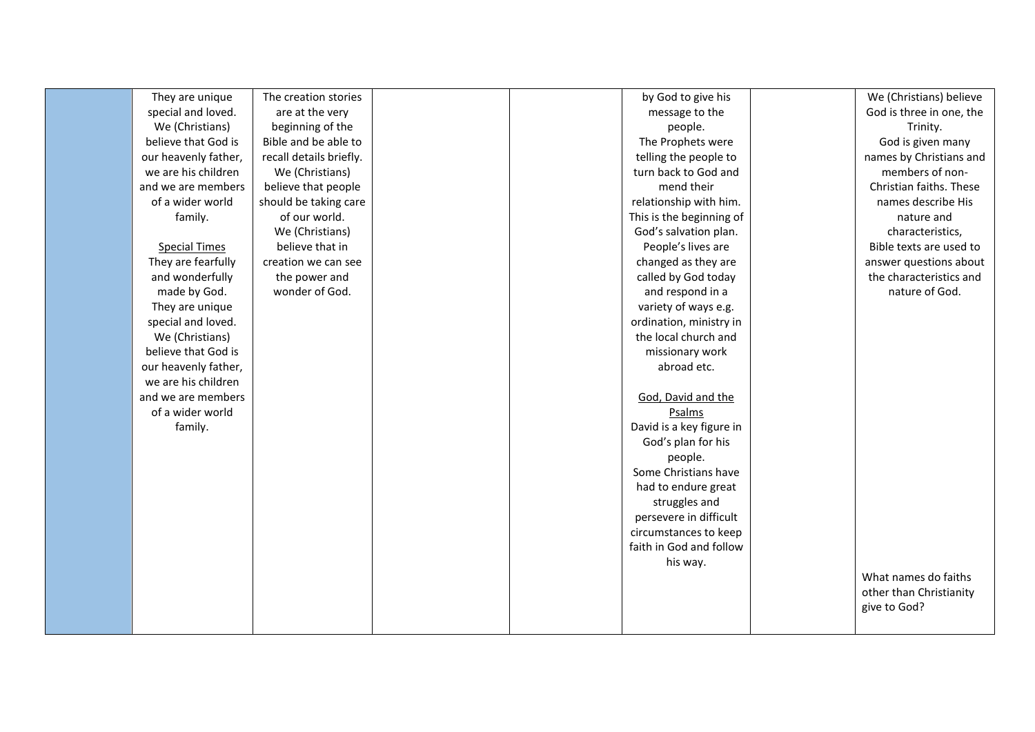|  |  |  |  |  |  |  |  |
|---|---|---|---|---|---|---|---|
|  | They are unique special and loved. We (Christians) believe that God is our heavenly father, we are his children and we are members of a wider world family.<br><br>Special Times<br>They are fearfully and wonderfully made by God. They are unique special and loved. We (Christians) believe that God is our heavenly father, we are his children and we are members of a wider world family. | The creation stories are at the very beginning of the Bible and be able to recall details briefly. We (Christians) believe that people should be taking care of our world. We (Christians) believe that in creation we can see the power and wonder of God. |  |  | by God to give his message to the people. The Prophets were telling the people to turn back to God and mend their relationship with him. This is the beginning of God's salvation plan. People's lives are changed as they are called by God today and respond in a variety of ways e.g. ordination, ministry in the local church and missionary work abroad etc.<br><br>God, David and the Psalms<br>David is a key figure in God's plan for his people. Some Christians have had to endure great struggles and persevere in difficult circumstances to keep faith in God and follow his way. |  | We (Christians) believe God is three in one, the Trinity. God is given many names by Christians and members of non-Christian faiths. These names describe His nature and characteristics, Bible texts are used to answer questions about the characteristics and nature of God.<br><br>What names do faiths other than Christianity give to God? |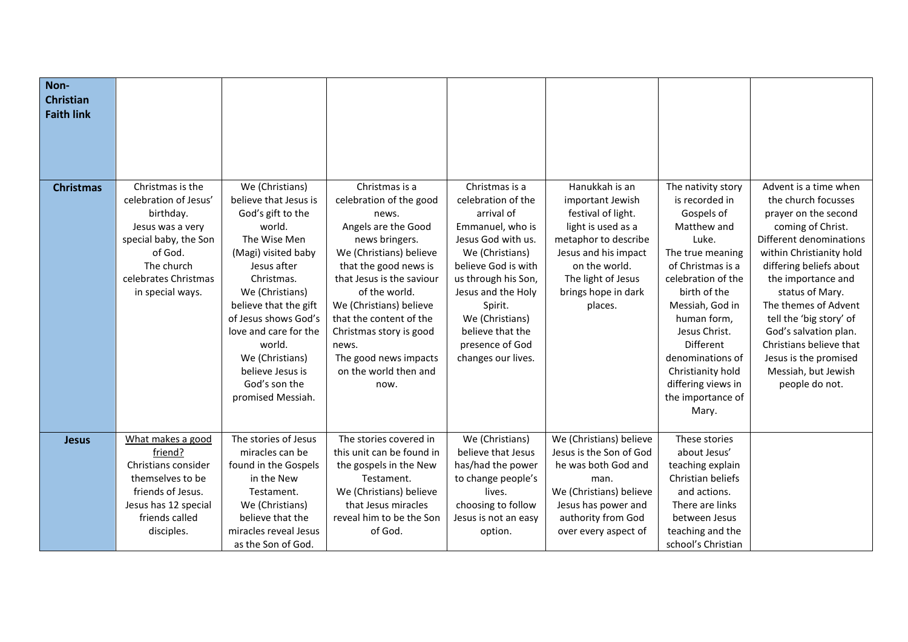| **Non-Christian Faith link** | | | | | | | |
|---|---|---|---|---|---|---|---|
| **Christmas** | Christmas is the celebration of Jesus' birthday. Jesus was a very special baby, the Son of God. The church celebrates Christmas in special ways. | We (Christians) believe that Jesus is God's gift to the world. The Wise Men (Magi) visited baby Jesus after Christmas. We (Christians) believe that the gift of Jesus shows God's love and care for the world. We (Christians) believe Jesus is God's son the promised Messiah. | Christmas is a celebration of the good news. Angels are the Good news bringers. We (Christians) believe that the good news is that Jesus is the saviour of the world. We (Christians) believe that the content of the Christmas story is good news. The good news impacts on the world then and now. | Christmas is a celebration of the arrival of Emmanuel, who is Jesus God with us. We (Christians) believe God is with us through his Son, Jesus and the Holy Spirit. We (Christians) believe that the presence of God changes our lives. | Hanukkah is an important Jewish festival of light. light is used as a metaphor to describe Jesus and his impact on the world. The light of Jesus brings hope in dark places. | The nativity story is recorded in Gospels of Matthew and Luke. The true meaning of Christmas is a celebration of the birth of the Messiah, God in human form, Jesus Christ. Different denominations of Christianity hold differing views in the importance of Mary. | Advent is a time when the church focusses prayer on the second coming of Christ. Different denominations within Christianity hold differing beliefs about the importance and status of Mary. The themes of Advent tell the 'big story' of God's salvation plan. Christians believe that Jesus is the promised Messiah, but Jewish people do not. |
| **Jesus** | What makes a good friend? Christians consider themselves to be friends of Jesus. Jesus has 12 special friends called disciples. | The stories of Jesus miracles can be found in the Gospels in the New Testament. We (Christians) believe that the miracles reveal Jesus as the Son of God. | The stories covered in this unit can be found in the gospels in the New Testament. We (Christians) believe that Jesus miracles reveal him to be the Son of God. | We (Christians) believe that Jesus has/had the power to change people's lives. choosing to follow Jesus is not an easy option. | We (Christians) believe Jesus is the Son of God he was both God and man. We (Christians) believe Jesus has power and authority from God over every aspect of | These stories about Jesus' teaching explain Christian beliefs and actions. There are links between Jesus teaching and the school's Christian | |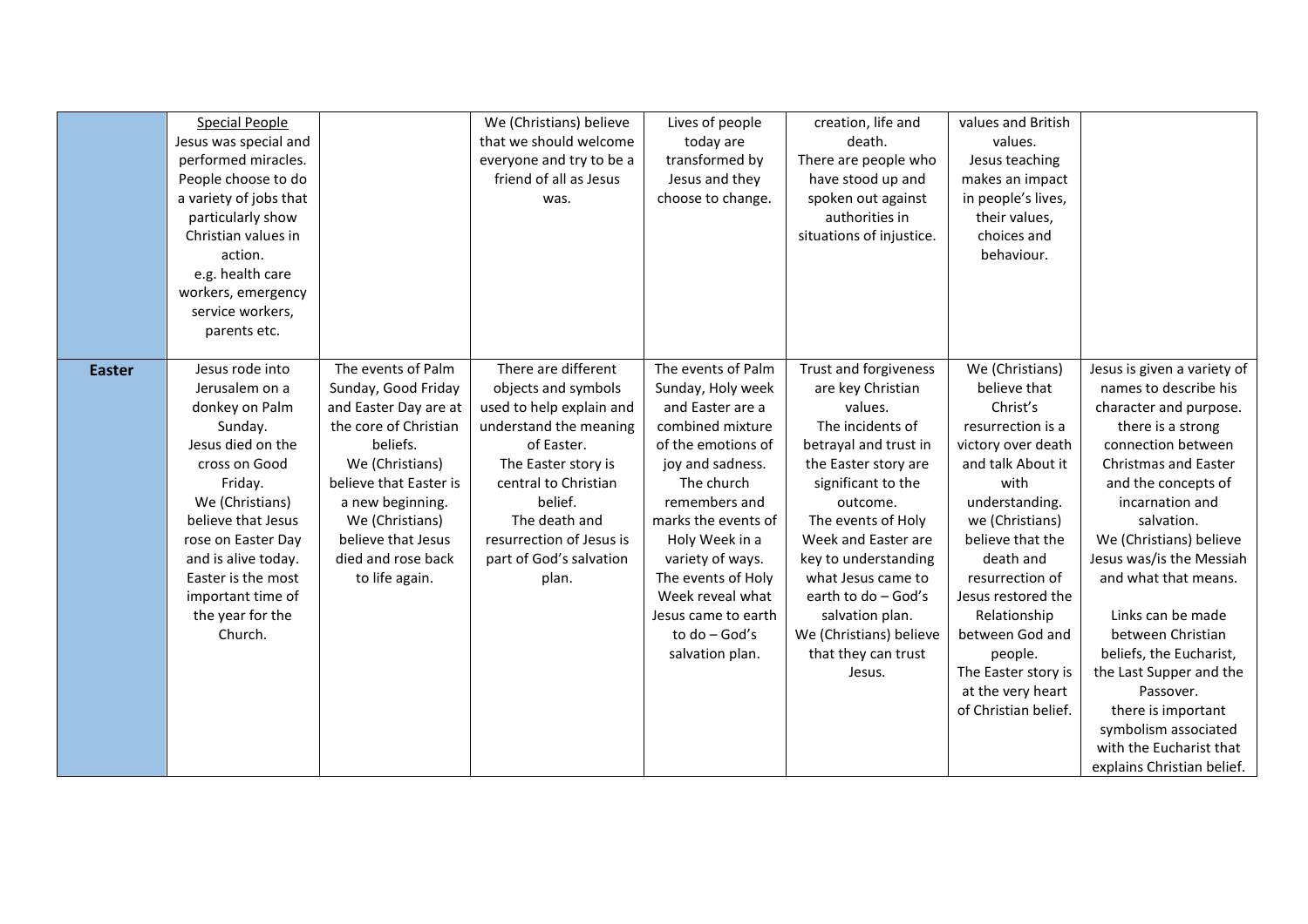|  |  |  |  |  |  |  |  |
|---|---|---|---|---|---|---|---|
|  | Special People<br>Jesus was special and performed miracles.<br>People choose to do a variety of jobs that particularly show Christian values in action.<br>e.g. health care workers, emergency service workers, parents etc. |  | We (Christians) believe that we should welcome everyone and try to be a friend of all as Jesus was. | Lives of people today are transformed by Jesus and they choose to change. | creation, life and death.<br>There are people who have stood up and spoken out against authorities in situations of injustice. | values and British values.<br>Jesus teaching makes an impact in people's lives, their values, choices and behaviour. |  |
| **Easter** | Jesus rode into Jerusalem on a donkey on Palm Sunday.<br>Jesus died on the cross on Good Friday.<br>We (Christians) believe that Jesus rose on Easter Day and is alive today.<br>Easter is the most important time of the year for the Church. | The events of Palm Sunday, Good Friday and Easter Day are at the core of Christian beliefs.<br>We (Christians) believe that Easter is a new beginning.<br>We (Christians) believe that Jesus died and rose back to life again. | There are different objects and symbols used to help explain and understand the meaning of Easter.<br>The Easter story is central to Christian belief.<br>The death and resurrection of Jesus is part of God's salvation plan. | The events of Palm Sunday, Holy week and Easter are a combined mixture of the emotions of joy and sadness.<br>The church remembers and marks the events of Holy Week in a variety of ways.<br>The events of Holy Week reveal what Jesus came to earth to do – God's salvation plan. | Trust and forgiveness are key Christian values.<br>The incidents of betrayal and trust in the Easter story are significant to the outcome.<br>The events of Holy Week and Easter are key to understanding what Jesus came to earth to do – God's salvation plan.<br>We (Christians) believe that they can trust Jesus. | We (Christians) believe that Christ's resurrection is a victory over death and talk About it with understanding.<br>we (Christians) believe that the death and resurrection of Jesus restored the Relationship between God and people.<br>The Easter story is at the very heart of Christian belief. | Jesus is given a variety of names to describe his character and purpose.<br>there is a strong connection between Christmas and Easter and the concepts of incarnation and salvation.<br>We (Christians) believe Jesus was/is the Messiah and what that means.<br><br>Links can be made between Christian beliefs, the Eucharist, the Last Supper and the Passover.<br>there is important symbolism associated with the Eucharist that explains Christian belief. |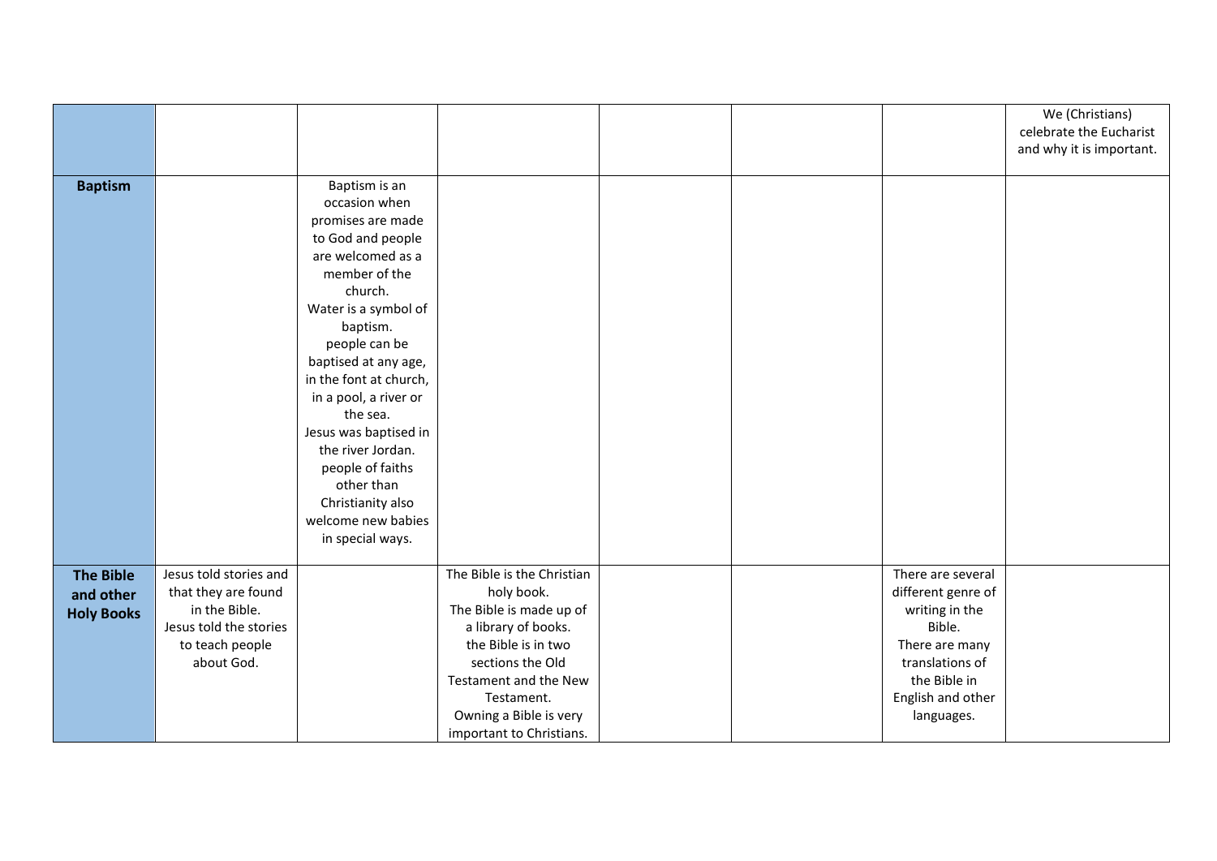| | | | | | | | |
|---|---|---|---|---|---|---|---|
| | | | | | | | We (Christians) celebrate the Eucharist and why it is important. |
| **Baptism** | | Baptism is an occasion when promises are made to God and people are welcomed as a member of the church.<br>Water is a symbol of baptism.<br>people can be baptised at any age, in the font at church, in a pool, a river or the sea.<br>Jesus was baptised in the river Jordan.<br>people of faiths other than Christianity also welcome new babies in special ways. | | | | | |
| **The Bible and other Holy Books** | Jesus told stories and that they are found in the Bible.<br>Jesus told the stories to teach people about God. | | The Bible is the Christian holy book.<br>The Bible is made up of a library of books.<br>the Bible is in two sections the Old Testament and the New Testament.<br>Owning a Bible is very important to Christians. | | | There are several different genre of writing in the Bible.<br>There are many translations of the Bible in English and other languages. | |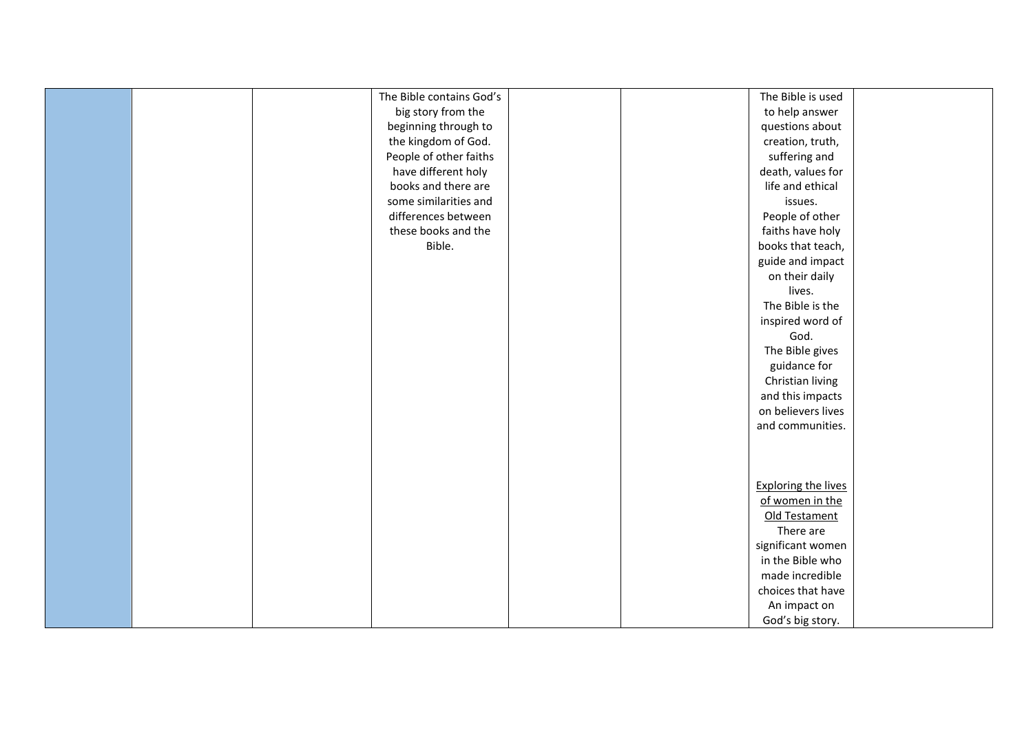|  |  |  |  |  |  |  |  |
|---|---|---|---|---|---|---|---|
|  |  |  | The Bible contains God's big story from the beginning through to the kingdom of God. People of other faiths have different holy books and there are some similarities and differences between these books and the Bible. |  |  | The Bible is used to help answer questions about creation, truth, suffering and death, values for life and ethical issues. People of other faiths have holy books that teach, guide and impact on their daily lives. The Bible is the inspired word of God. The Bible gives guidance for Christian living and this impacts on believers lives and communities.<br><br><u>Exploring the lives of women in the Old Testament</u> There are significant women in the Bible who made incredible choices that have An impact on God's big story. |  |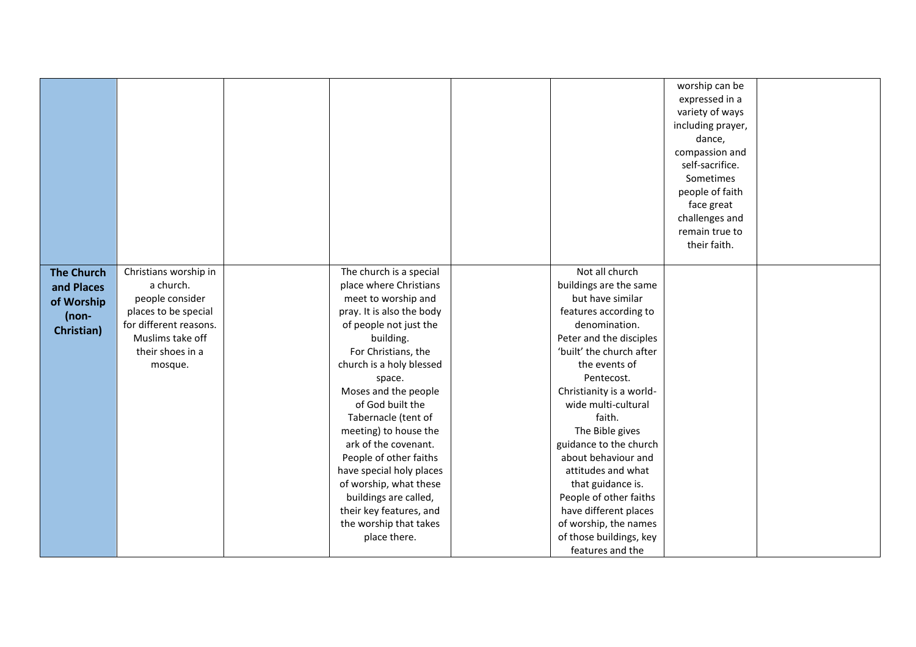| | | | | | | | |
|---|---|---|---|---|---|---|---|
| | | | | | | worship can be expressed in a variety of ways including prayer, dance, compassion and self-sacrifice. Sometimes people of faith face great challenges and remain true to their faith. | |
| **The Church and Places of Worship (non-Christian)** | Christians worship in a church. people consider places to be special for different reasons. Muslims take off their shoes in a mosque. | | The church is a special place where Christians meet to worship and pray. It is also the body of people not just the building. For Christians, the church is a holy blessed space. Moses and the people of God built the Tabernacle (tent of meeting) to house the ark of the covenant. People of other faiths have special holy places of worship, what these buildings are called, their key features, and the worship that takes place there. | | Not all church buildings are the same but have similar features according to denomination. Peter and the disciples 'built' the church after the events of Pentecost. Christianity is a world-wide multi-cultural faith. The Bible gives guidance to the church about behaviour and attitudes and what that guidance is. People of other faiths have different places of worship, the names of those buildings, key features and the | | |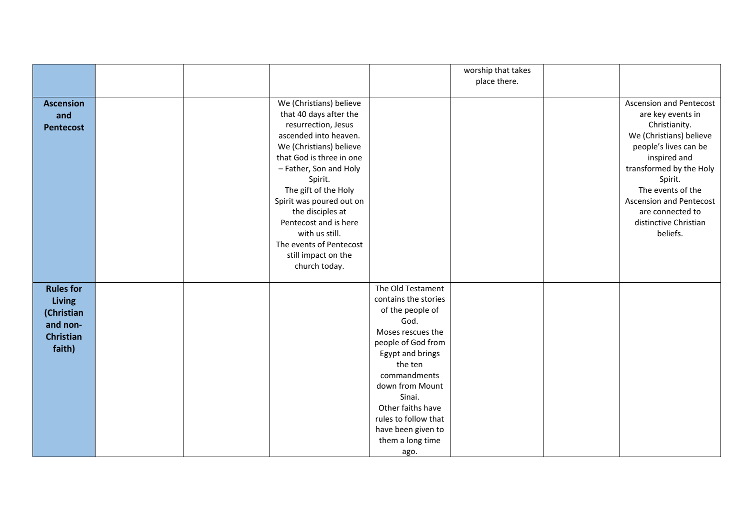| | | | | | | | |
|---|---|---|---|---|---|---|---|
| | | | | | worship that takes place there. | | |
| **Ascension and Pentecost** | | | We (Christians) believe that 40 days after the resurrection, Jesus ascended into heaven. We (Christians) believe that God is three in one – Father, Son and Holy Spirit. The gift of the Holy Spirit was poured out on the disciples at Pentecost and is here with us still. The events of Pentecost still impact on the church today. | | | | Ascension and Pentecost are key events in Christianity. We (Christians) believe people's lives can be inspired and transformed by the Holy Spirit. The events of the Ascension and Pentecost are connected to distinctive Christian beliefs. |
| **Rules for Living (Christian and non-Christian faith)** | | | | The Old Testament contains the stories of the people of God. Moses rescues the people of God from Egypt and brings the ten commandments down from Mount Sinai. Other faiths have rules to follow that have been given to them a long time ago. | | | |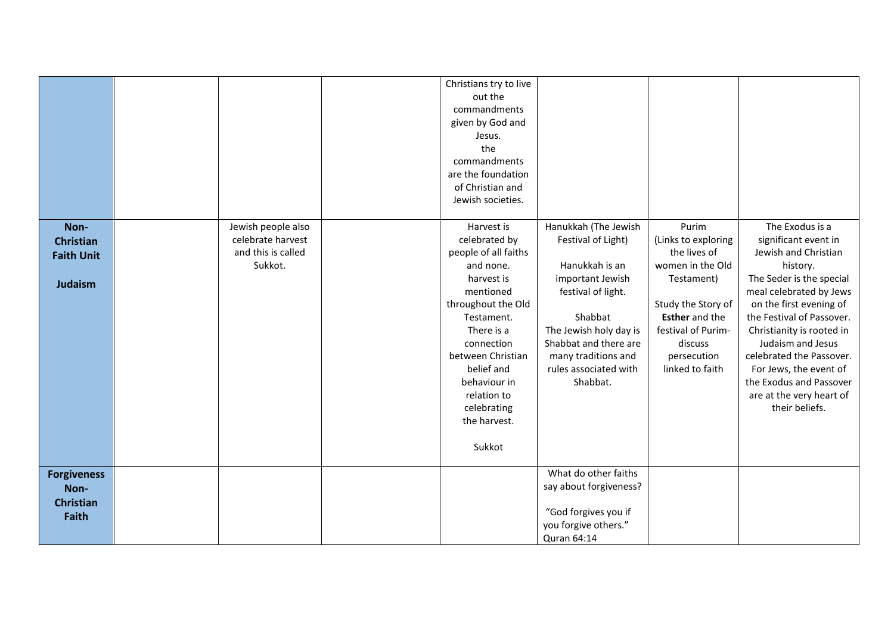|  |  |  |  |  |  |  |  |
|---|---|---|---|---|---|---|---|
|  |  |  |  | Christians try to live out the commandments given by God and Jesus. the commandments are the foundation of Christian and Jewish societies. |  |  |  |
| **Non-Christian Faith Unit** **Judaism** |  | Jewish people also celebrate harvest and this is called Sukkot. |  | Harvest is celebrated by people of all faiths and none. harvest is mentioned throughout the Old Testament. There is a connection between Christian belief and behaviour in relation to celebrating the harvest. Sukkot | Hanukkah (The Jewish Festival of Light) Hanukkah is an important Jewish festival of light. Shabbat The Jewish holy day is Shabbat and there are many traditions and rules associated with Shabbat. | Purim (Links to exploring the lives of women in the Old Testament) Study the Story of **Esther** and the festival of Purim- discuss persecution linked to faith | The Exodus is a significant event in Jewish and Christian history. The Seder is the special meal celebrated by Jews on the first evening of the Festival of Passover. Christianity is rooted in Judaism and Jesus celebrated the Passover. For Jews, the event of the Exodus and Passover are at the very heart of their beliefs. |
| **Forgiveness Non-Christian Faith** |  |  |  |  | What do other faiths say about forgiveness? "God forgives you if you forgive others." Quran 64:14 |  |  |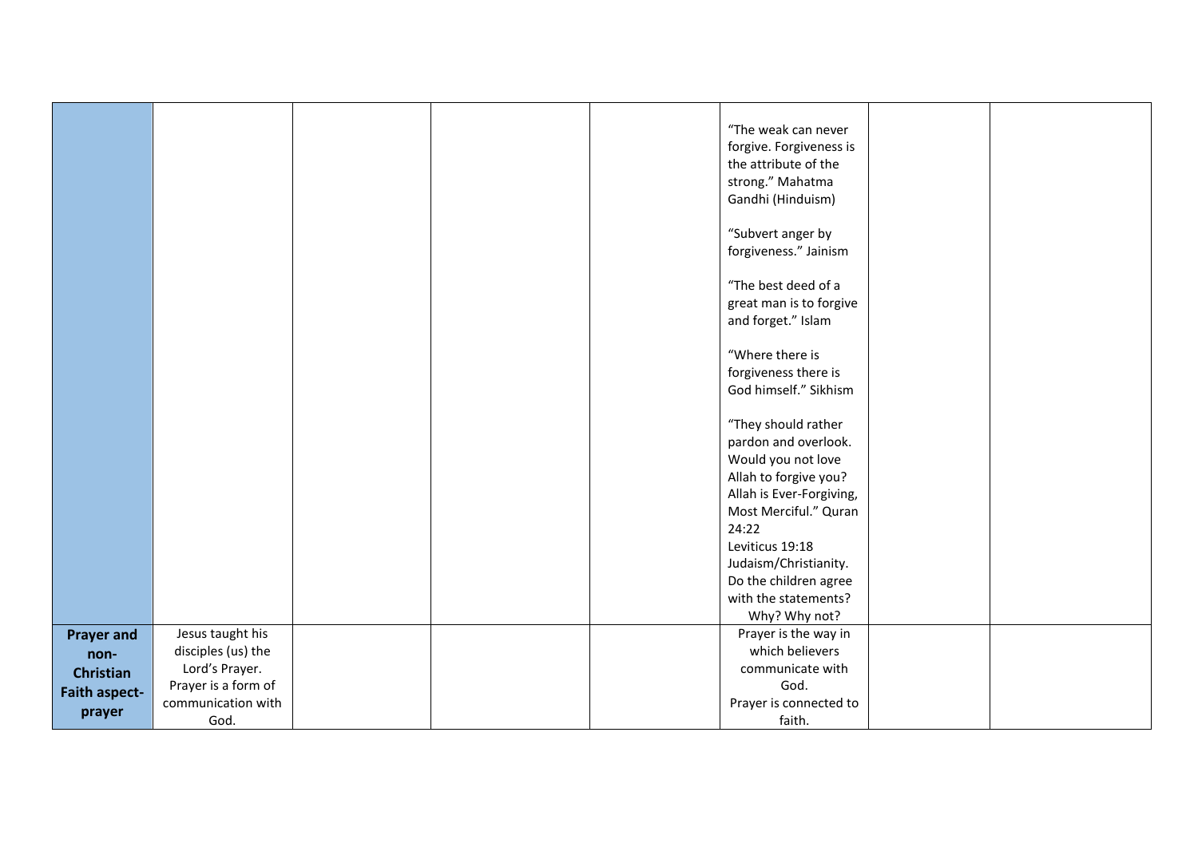|  |  |  |  |  |  |  |  |
|---|---|---|---|---|---|---|---|
|  |  |  |  |  | "The weak can never forgive. Forgiveness is the attribute of the strong." Mahatma Gandhi (Hinduism)<br><br>"Subvert anger by forgiveness." Jainism<br><br>"The best deed of a great man is to forgive and forget." Islam<br><br>"Where there is forgiveness there is God himself." Sikhism<br><br>"They should rather pardon and overlook. Would you not love Allah to forgive you? Allah is Ever-Forgiving, Most Merciful." Quran 24:22<br>Leviticus 19:18 Judaism/Christianity.<br>Do the children agree with the statements? Why? Why not? |  |  |
| **Prayer and non-Christian Faith aspect-prayer** | Jesus taught his disciples (us) the Lord's Prayer.<br>Prayer is a form of communication with God. |  |  |  | Prayer is the way in which believers communicate with God.<br>Prayer is connected to faith. |  |  |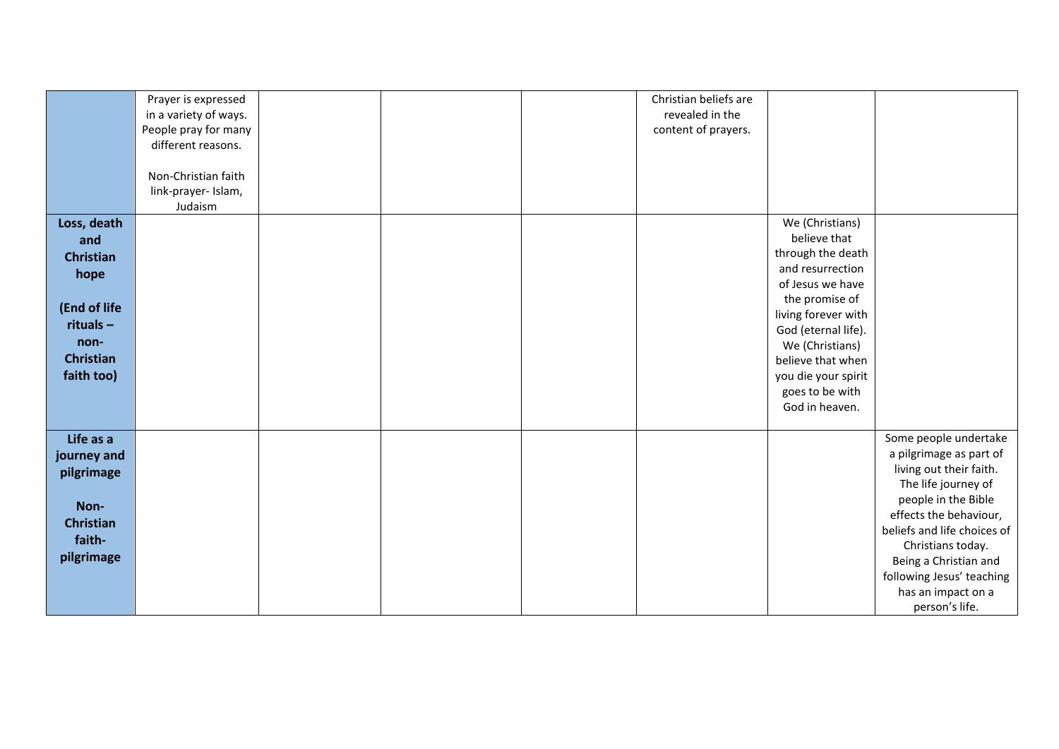| | | | | | | | |
|---|---|---|---|---|---|---|---|
| | Prayer is expressed in a variety of ways. People pray for many different reasons.<br><br>Non-Christian faith link-prayer- Islam, Judaism | | | | Christian beliefs are revealed in the content of prayers. | | |
| **Loss, death and Christian hope**<br><br>**(End of life rituals – non-Christian faith too)** | | | | | | We (Christians) believe that through the death and resurrection of Jesus we have the promise of living forever with God (eternal life). We (Christians) believe that when you die your spirit goes to be with God in heaven. | |
| **Life as a journey and pilgrimage**<br><br>**Non-Christian faith-pilgrimage** | | | | | | | Some people undertake a pilgrimage as part of living out their faith. The life journey of people in the Bible effects the behaviour, beliefs and life choices of Christians today. Being a Christian and following Jesus' teaching has an impact on a person's life. |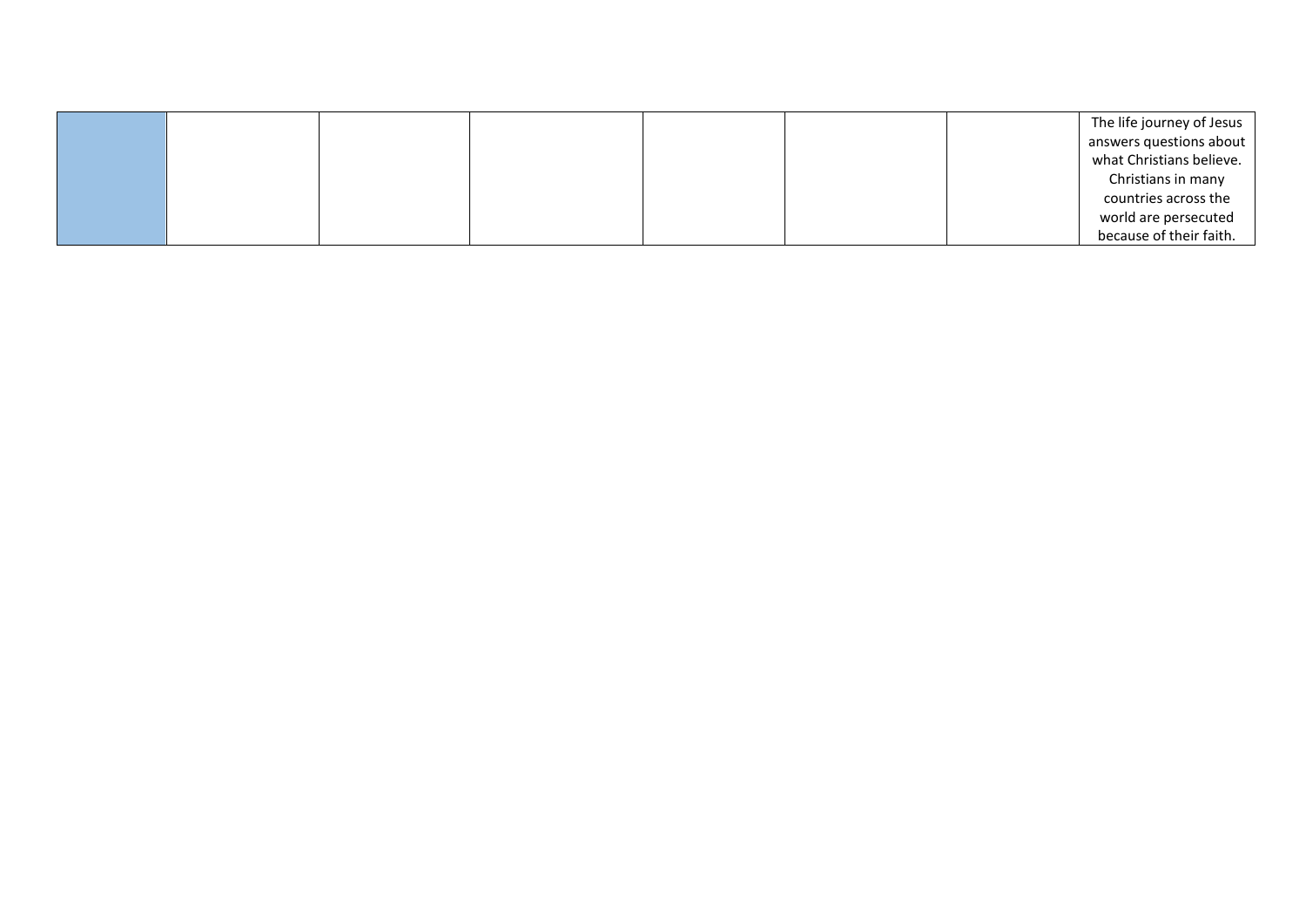| | | | | | | | |
|---|---|---|---|---|---|---|---|
| | | | | | | | The life journey of Jesus answers questions about what Christians believe. Christians in many countries across the world are persecuted because of their faith. |